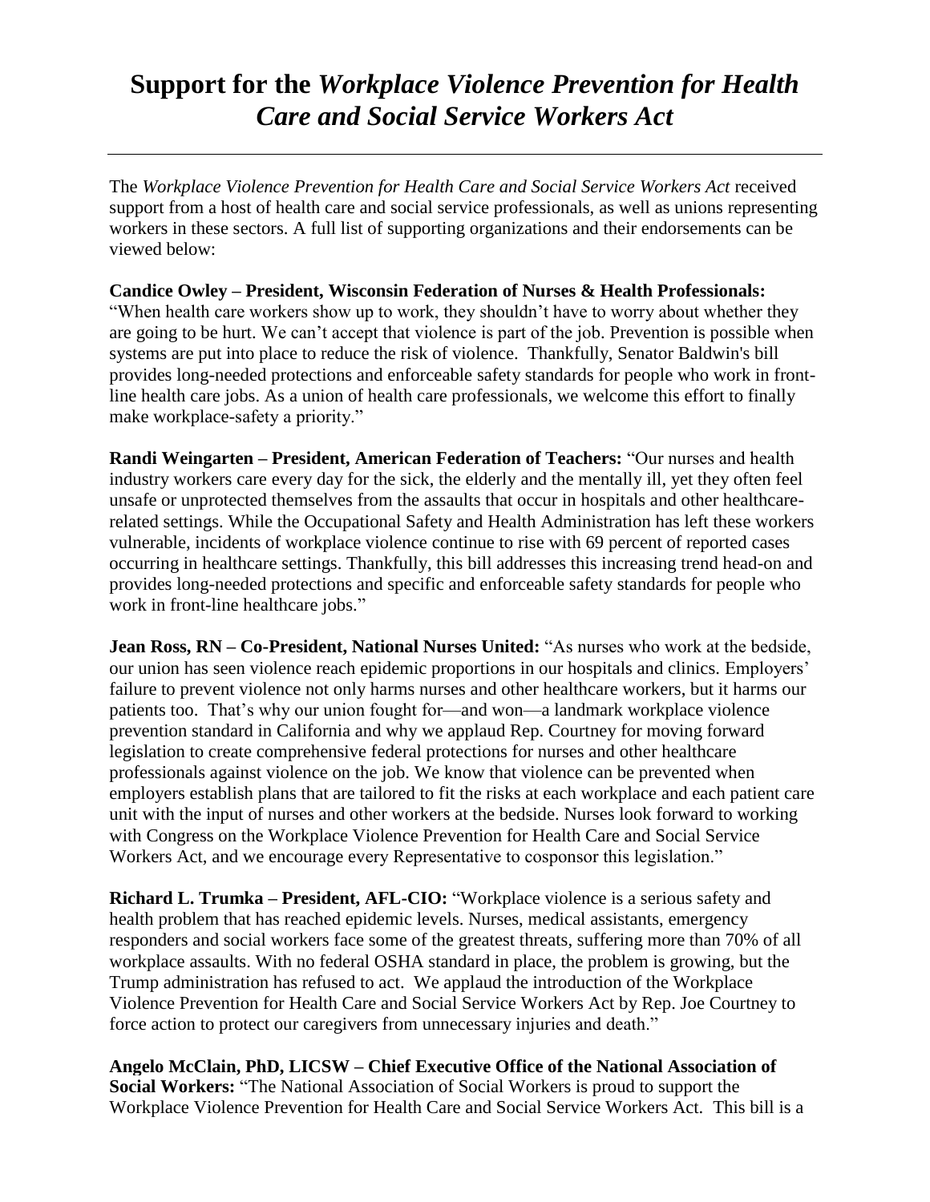# Support for the *Workplace Violence Prevention for Health Care and Social Service Workers Act*

---

The *Workplace Violence Prevention for Health Care and Social Service Workers Act* received support from a host of health care and social service professionals, as well as unions representing workers in these sectors. A full list of supporting organizations and their endorsements can be viewed below:

**Candice Owley – President, Wisconsin Federation of Nurses & Health Professionals:** "When health care workers show up to work, they shouldn't have to worry about whether they are going to be hurt. We can't accept that violence is part of the job. Prevention is possible when systems are put into place to reduce the risk of violence. Thankfully, Senator Baldwin's bill provides long-needed protections and enforceable safety standards for people who work in front-line health care jobs. As a union of health care professionals, we welcome this effort to finally make workplace-safety a priority."

**Randi Weingarten – President, American Federation of Teachers:** "Our nurses and health industry workers care every day for the sick, the elderly and the mentally ill, yet they often feel unsafe or unprotected themselves from the assaults that occur in hospitals and other healthcare-related settings. While the Occupational Safety and Health Administration has left these workers vulnerable, incidents of workplace violence continue to rise with 69 percent of reported cases occurring in healthcare settings. Thankfully, this bill addresses this increasing trend head-on and provides long-needed protections and specific and enforceable safety standards for people who work in front-line healthcare jobs."

**Jean Ross, RN – Co-President, National Nurses United:** "As nurses who work at the bedside, our union has seen violence reach epidemic proportions in our hospitals and clinics. Employers' failure to prevent violence not only harms nurses and other healthcare workers, but it harms our patients too. That's why our union fought for—and won—a landmark workplace violence prevention standard in California and why we applaud Rep. Courtney for moving forward legislation to create comprehensive federal protections for nurses and other healthcare professionals against violence on the job. We know that violence can be prevented when employers establish plans that are tailored to fit the risks at each workplace and each patient care unit with the input of nurses and other workers at the bedside. Nurses look forward to working with Congress on the Workplace Violence Prevention for Health Care and Social Service Workers Act, and we encourage every Representative to cosponsor this legislation."

**Richard L. Trumka – President, AFL-CIO:** "Workplace violence is a serious safety and health problem that has reached epidemic levels. Nurses, medical assistants, emergency responders and social workers face some of the greatest threats, suffering more than 70% of all workplace assaults. With no federal OSHA standard in place, the problem is growing, but the Trump administration has refused to act. We applaud the introduction of the Workplace Violence Prevention for Health Care and Social Service Workers Act by Rep. Joe Courtney to force action to protect our caregivers from unnecessary injuries and death."

**Angelo McClain, PhD, LICSW – Chief Executive Office of the National Association of Social Workers:** "The National Association of Social Workers is proud to support the Workplace Violence Prevention for Health Care and Social Service Workers Act. This bill is a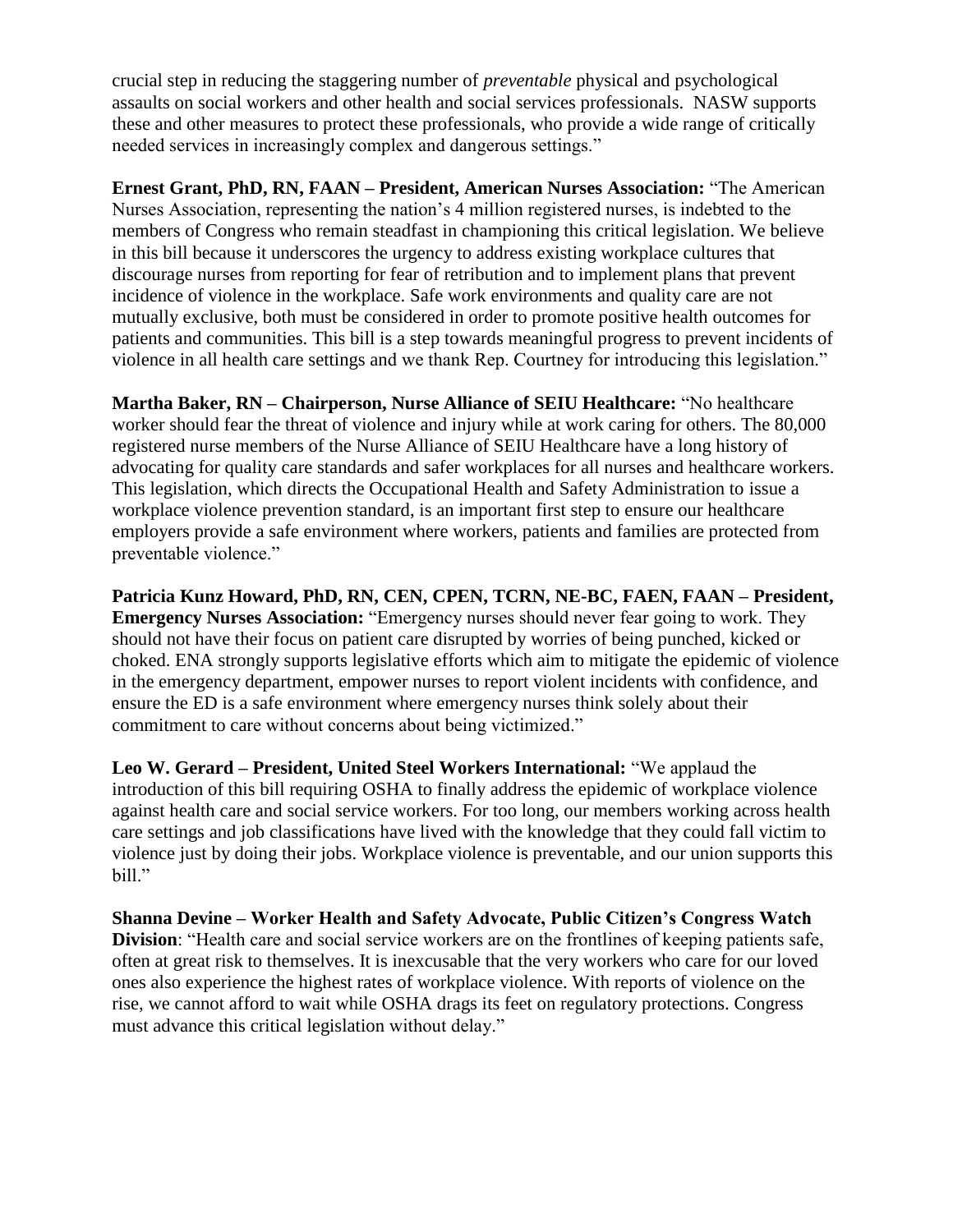crucial step in reducing the staggering number of *preventable* physical and psychological assaults on social workers and other health and social services professionals. NASW supports these and other measures to protect these professionals, who provide a wide range of critically needed services in increasingly complex and dangerous settings."

**Ernest Grant, PhD, RN, FAAN – President, American Nurses Association:** "The American Nurses Association, representing the nation's 4 million registered nurses, is indebted to the members of Congress who remain steadfast in championing this critical legislation. We believe in this bill because it underscores the urgency to address existing workplace cultures that discourage nurses from reporting for fear of retribution and to implement plans that prevent incidence of violence in the workplace. Safe work environments and quality care are not mutually exclusive, both must be considered in order to promote positive health outcomes for patients and communities. This bill is a step towards meaningful progress to prevent incidents of violence in all health care settings and we thank Rep. Courtney for introducing this legislation."

**Martha Baker, RN – Chairperson, Nurse Alliance of SEIU Healthcare:** "No healthcare worker should fear the threat of violence and injury while at work caring for others. The 80,000 registered nurse members of the Nurse Alliance of SEIU Healthcare have a long history of advocating for quality care standards and safer workplaces for all nurses and healthcare workers. This legislation, which directs the Occupational Health and Safety Administration to issue a workplace violence prevention standard, is an important first step to ensure our healthcare employers provide a safe environment where workers, patients and families are protected from preventable violence."

**Patricia Kunz Howard, PhD, RN, CEN, CPEN, TCRN, NE-BC, FAEN, FAAN – President, Emergency Nurses Association:** "Emergency nurses should never fear going to work. They should not have their focus on patient care disrupted by worries of being punched, kicked or choked. ENA strongly supports legislative efforts which aim to mitigate the epidemic of violence in the emergency department, empower nurses to report violent incidents with confidence, and ensure the ED is a safe environment where emergency nurses think solely about their commitment to care without concerns about being victimized."

**Leo W. Gerard – President, United Steel Workers International:** "We applaud the introduction of this bill requiring OSHA to finally address the epidemic of workplace violence against health care and social service workers. For too long, our members working across health care settings and job classifications have lived with the knowledge that they could fall victim to violence just by doing their jobs. Workplace violence is preventable, and our union supports this bill."

**Shanna Devine – Worker Health and Safety Advocate, Public Citizen's Congress Watch Division**: "Health care and social service workers are on the frontlines of keeping patients safe, often at great risk to themselves. It is inexcusable that the very workers who care for our loved ones also experience the highest rates of workplace violence. With reports of violence on the rise, we cannot afford to wait while OSHA drags its feet on regulatory protections. Congress must advance this critical legislation without delay."